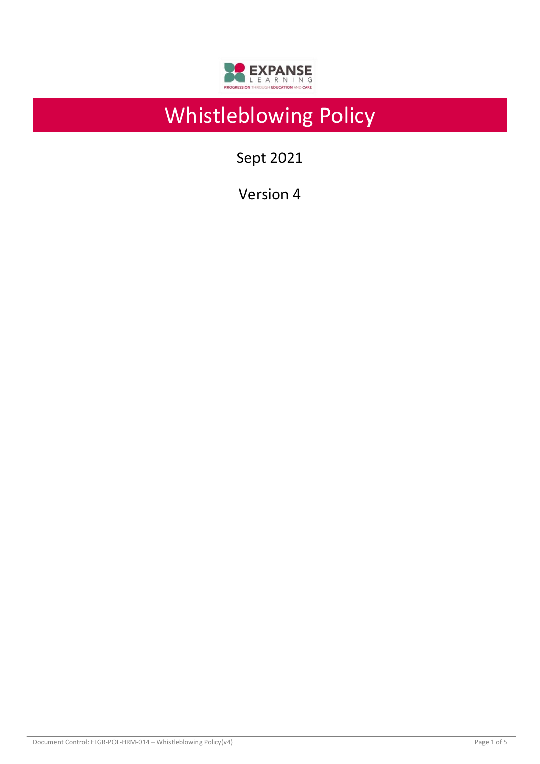# Whistleblowing Policy

Sept 2021

Version 4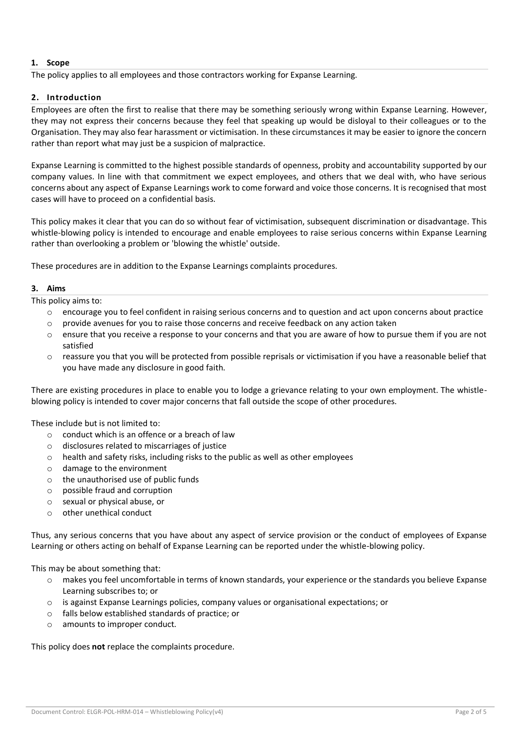## 1. Scope

The policy applies to all employees and those contractors working for Expanse Learning.

## 2. Introduction

Employees are often the first to realise that there may be something seriously wrong within Expanse Learning. However, they may not express their concerns because they feel that speaking up would be disloyal to their colleagues or to the Organisation. They may also fear harassment or victimisation. In these circumstances it may be easier to ignore the concern rather than report what may just be a suspicion of malpractice.

Expanse Learning is committed to the highest possible standards of openness, probity and accountability supported by our company values. In line with that commitment we expect employees, and others that we deal with, who have serious concerns about any aspect of Expanse Learnings work to come forward and voice those concerns. It is recognised that most cases will have to proceed on a confidential basis.

This policy makes it clear that you can do so without fear of victimisation, subsequent discrimination or disadvantage. This whistle-blowing policy is intended to encourage and enable employees to raise serious concerns within Expanse Learning rather than overlooking a problem or 'blowing the whistle' outside.

These procedures are in addition to the Expanse Learnings complaints procedures.

## 3. Aims

This policy aims to:

- encourage you to feel confident in raising serious concerns and to question and act upon concerns about practice
- provide avenues for you to raise those concerns and receive feedback on any action taken
- ensure that you receive a response to your concerns and that you are aware of how to pursue them if you are not satisfied
- reassure you that you will be protected from possible reprisals or victimisation if you have a reasonable belief that you have made any disclosure in good faith.

There are existing procedures in place to enable you to lodge a grievance relating to your own employment. The whistle-blowing policy is intended to cover major concerns that fall outside the scope of other procedures.

These include but is not limited to:

- conduct which is an offence or a breach of law
- disclosures related to miscarriages of justice
- health and safety risks, including risks to the public as well as other employees
- damage to the environment
- the unauthorised use of public funds
- possible fraud and corruption
- sexual or physical abuse, or
- other unethical conduct

Thus, any serious concerns that you have about any aspect of service provision or the conduct of employees of Expanse Learning or others acting on behalf of Expanse Learning can be reported under the whistle-blowing policy.

This may be about something that:

- makes you feel uncomfortable in terms of known standards, your experience or the standards you believe Expanse Learning subscribes to; or
- is against Expanse Learnings policies, company values or organisational expectations; or
- falls below established standards of practice; or
- amounts to improper conduct.

This policy does **not** replace the complaints procedure.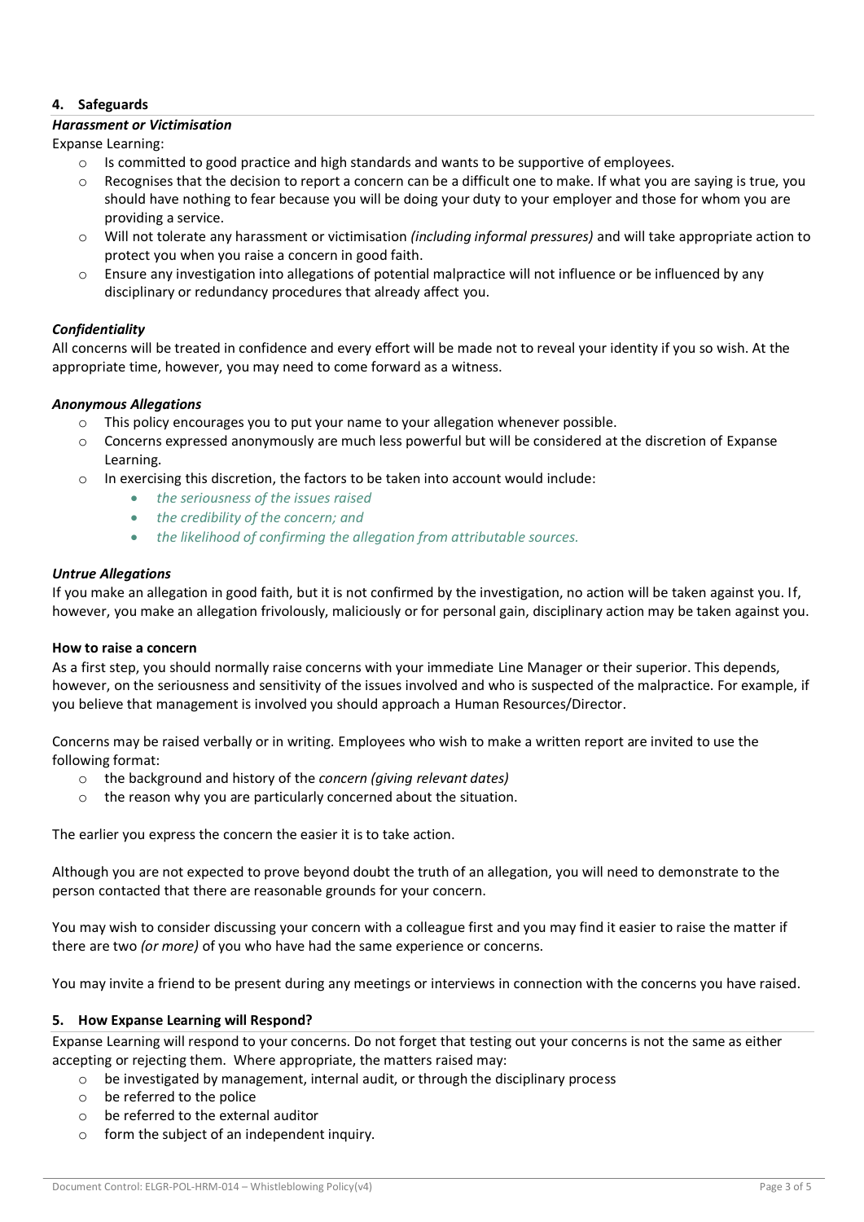## 4. Safeguards

### *Harassment or Victimisation*

Expanse Learning:

- Is committed to good practice and high standards and wants to be supportive of employees.
- Recognises that the decision to report a concern can be a difficult one to make. If what you are saying is true, you should have nothing to fear because you will be doing your duty to your employer and those for whom you are providing a service.
- Will not tolerate any harassment or victimisation *(including informal pressures)* and will take appropriate action to protect you when you raise a concern in good faith.
- Ensure any investigation into allegations of potential malpractice will not influence or be influenced by any disciplinary or redundancy procedures that already affect you.

### *Confidentiality*

All concerns will be treated in confidence and every effort will be made not to reveal your identity if you so wish. At the appropriate time, however, you may need to come forward as a witness.

### *Anonymous Allegations*

- This policy encourages you to put your name to your allegation whenever possible.
- Concerns expressed anonymously are much less powerful but will be considered at the discretion of Expanse Learning.
- In exercising this discretion, the factors to be taken into account would include:
  - *the seriousness of the issues raised*
  - *the credibility of the concern; and*
  - *the likelihood of confirming the allegation from attributable sources.*

### *Untrue Allegations*

If you make an allegation in good faith, but it is not confirmed by the investigation, no action will be taken against you. If, however, you make an allegation frivolously, maliciously or for personal gain, disciplinary action may be taken against you.

### How to raise a concern

As a first step, you should normally raise concerns with your immediate Line Manager or their superior. This depends, however, on the seriousness and sensitivity of the issues involved and who is suspected of the malpractice. For example, if you believe that management is involved you should approach a Human Resources/Director.

Concerns may be raised verbally or in writing. Employees who wish to make a written report are invited to use the following format:

- the background and history of the *concern (giving relevant dates)*
- the reason why you are particularly concerned about the situation.

The earlier you express the concern the easier it is to take action.

Although you are not expected to prove beyond doubt the truth of an allegation, you will need to demonstrate to the person contacted that there are reasonable grounds for your concern.

You may wish to consider discussing your concern with a colleague first and you may find it easier to raise the matter if there are two *(or more)* of you who have had the same experience or concerns.

You may invite a friend to be present during any meetings or interviews in connection with the concerns you have raised.

## 5. How Expanse Learning will Respond?

Expanse Learning will respond to your concerns. Do not forget that testing out your concerns is not the same as either accepting or rejecting them. Where appropriate, the matters raised may:

- be investigated by management, internal audit, or through the disciplinary process
- be referred to the police
- be referred to the external auditor
- form the subject of an independent inquiry.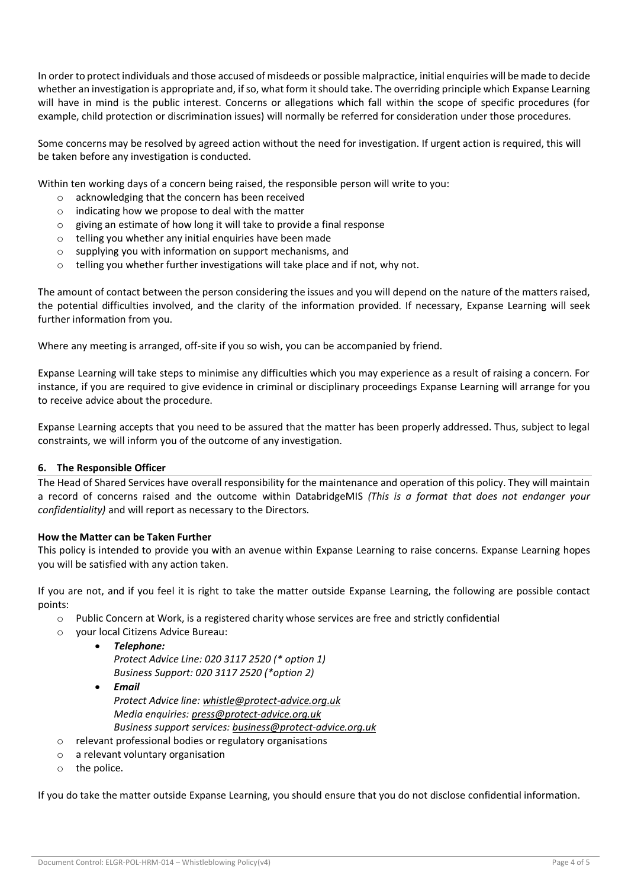In order to protect individuals and those accused of misdeeds or possible malpractice, initial enquiries will be made to decide whether an investigation is appropriate and, if so, what form it should take. The overriding principle which Expanse Learning will have in mind is the public interest. Concerns or allegations which fall within the scope of specific procedures (for example, child protection or discrimination issues) will normally be referred for consideration under those procedures.

Some concerns may be resolved by agreed action without the need for investigation. If urgent action is required, this will be taken before any investigation is conducted.

Within ten working days of a concern being raised, the responsible person will write to you:

- acknowledging that the concern has been received
- indicating how we propose to deal with the matter
- giving an estimate of how long it will take to provide a final response
- telling you whether any initial enquiries have been made
- supplying you with information on support mechanisms, and
- telling you whether further investigations will take place and if not, why not.

The amount of contact between the person considering the issues and you will depend on the nature of the matters raised, the potential difficulties involved, and the clarity of the information provided. If necessary, Expanse Learning will seek further information from you.

Where any meeting is arranged, off-site if you so wish, you can be accompanied by friend.

Expanse Learning will take steps to minimise any difficulties which you may experience as a result of raising a concern. For instance, if you are required to give evidence in criminal or disciplinary proceedings Expanse Learning will arrange for you to receive advice about the procedure.

Expanse Learning accepts that you need to be assured that the matter has been properly addressed. Thus, subject to legal constraints, we will inform you of the outcome of any investigation.

## 6. The Responsible Officer

The Head of Shared Services have overall responsibility for the maintenance and operation of this policy. They will maintain a record of concerns raised and the outcome within DatabridgeMIS *(This is a format that does not endanger your confidentiality)* and will report as necessary to the Directors.

**How the Matter can be Taken Further**

This policy is intended to provide you with an avenue within Expanse Learning to raise concerns. Expanse Learning hopes you will be satisfied with any action taken.

If you are not, and if you feel it is right to take the matter outside Expanse Learning, the following are possible contact points:

- Public Concern at Work, is a registered charity whose services are free and strictly confidential
- your local Citizens Advice Bureau:
  - ***Telephone:***
    *Protect Advice Line: 020 3117 2520 (* option 1)*
    *Business Support: 020 3117 2520 (*option 2)*
  - ***Email***
    *Protect Advice line: whistle@protect-advice.org.uk*
    *Media enquiries: press@protect-advice.org.uk*
    *Business support services: business@protect-advice.org.uk*
- relevant professional bodies or regulatory organisations
- a relevant voluntary organisation
- the police.

If you do take the matter outside Expanse Learning, you should ensure that you do not disclose confidential information.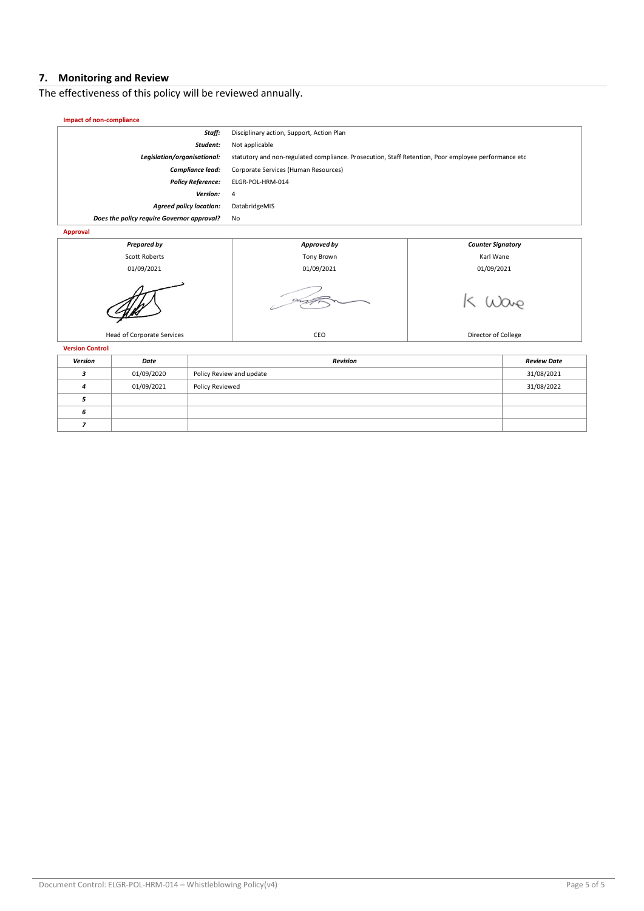## 7. Monitoring and Review

The effectiveness of this policy will be reviewed annually.

**Impact of non-compliance**

| | |
|---|---|
| ***Staff:*** | Disciplinary action, Support, Action Plan |
| ***Student:*** | Not applicable |
| ***Legislation/organisational:*** | statutory and non-regulated compliance. Prosecution, Staff Retention, Poor employee performance etc |
| ***Compliance lead:*** | Corporate Services (Human Resources) |
| ***Policy Reference:*** | ELGR-POL-HRM-014 |
| ***Version:*** | 4 |
| ***Agreed policy location:*** | DatabridgeMIS |
| ***Does the policy require Governor approval?*** | No |

**Approval**

| ***Prepared by*** | ***Approved by*** | ***Counter Signatory*** |
|---|---|---|
| Scott Roberts | Tony Brown | Karl Wane |
| 01/09/2021 | 01/09/2021 | 01/09/2021 |
| | | K Wane |
| Head of Corporate Services | CEO | Director of College |

**Version Control**

| *Version* | *Date* | *Revision* | *Review Date* |
|---|---|---|---|
| *3* | 01/09/2020 | Policy Review and update | 31/08/2021 |
| *4* | 01/09/2021 | Policy Reviewed | 31/08/2022 |
| *5* | | | |
| *6* | | | |
| *7* | | | |

Document Control: ELGR-POL-HRM-014 – Whistleblowing Policy(v4)